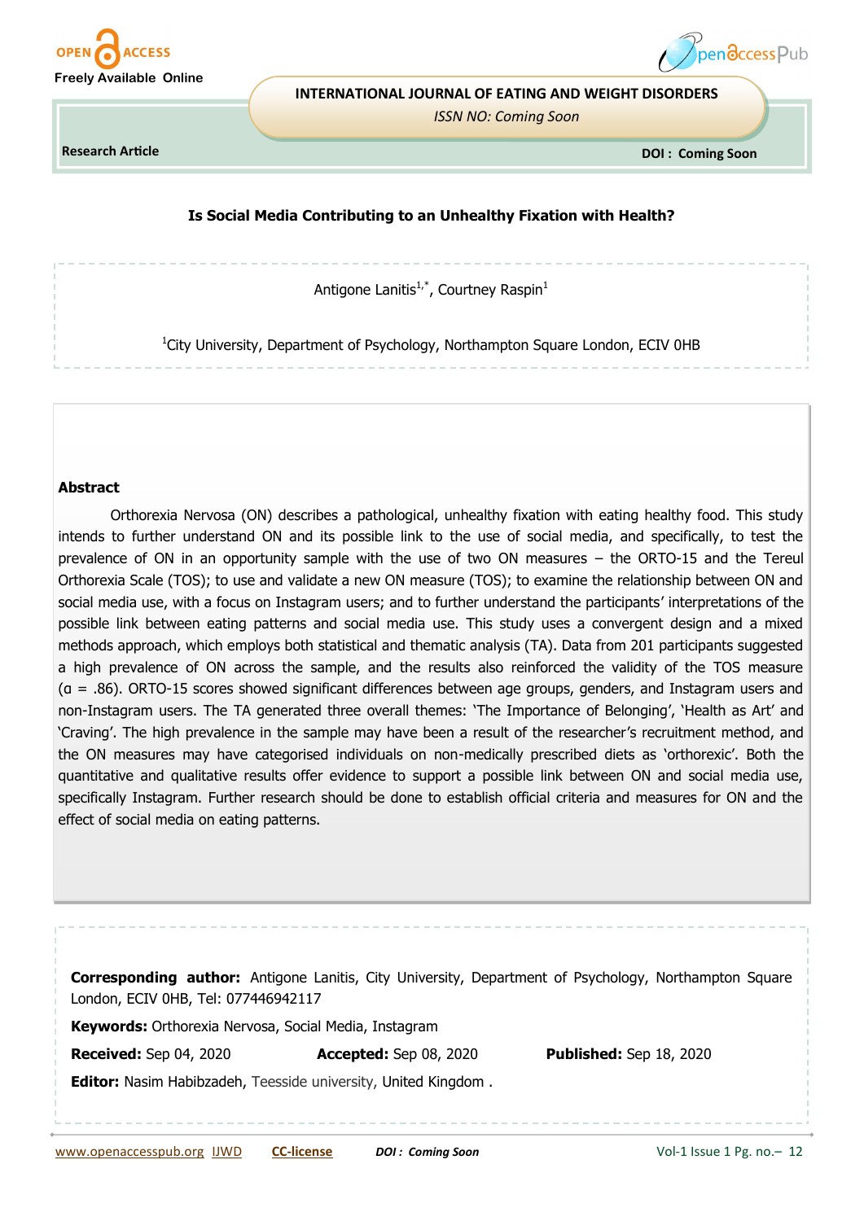Research Article

# Is Social Media Contributing to an Unhealthy Fixation with Health?

Antigone Lanitis[1,*], Courtney Raspin[1]

[1]City University, Department of Psychology, Northampton Square London, ECIV 0HB

## Abstract

Orthorexia Nervosa (ON) describes a pathological, unhealthy fixation with eating healthy food. This study intends to further understand ON and its possible link to the use of social media, and specifically, to test the prevalence of ON in an opportunity sample with the use of two ON measures – the ORTO-15 and the Tereul Orthorexia Scale (TOS); to use and validate a new ON measure (TOS); to examine the relationship between ON and social media use, with a focus on Instagram users; and to further understand the participants' interpretations of the possible link between eating patterns and social media use. This study uses a convergent design and a mixed methods approach, which employs both statistical and thematic analysis (TA). Data from 201 participants suggested a high prevalence of ON across the sample, and the results also reinforced the validity of the TOS measure (α = .86). ORTO-15 scores showed significant differences between age groups, genders, and Instagram users and non-Instagram users. The TA generated three overall themes: 'The Importance of Belonging', 'Health as Art' and 'Craving'. The high prevalence in the sample may have been a result of the researcher's recruitment method, and the ON measures may have categorised individuals on non-medically prescribed diets as 'orthorexic'. Both the quantitative and qualitative results offer evidence to support a possible link between ON and social media use, specifically Instagram. Further research should be done to establish official criteria and measures for ON and the effect of social media on eating patterns.

**Corresponding author:** Antigone Lanitis, City University, Department of Psychology, Northampton Square London, ECIV 0HB, Tel: 077446942117

**Keywords:** Orthorexia Nervosa, Social Media, Instagram

**Received:** Sep 04, 2020 **Accepted:** Sep 08, 2020 **Published:** Sep 18, 2020

**Editor:** Nasim Habibzadeh, Teesside university, United Kingdom .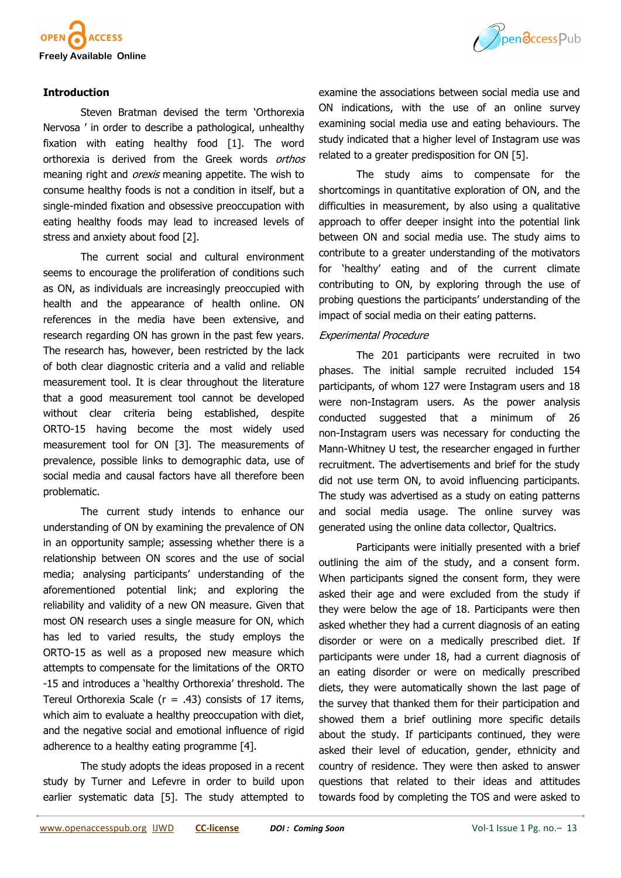## Introduction

Steven Bratman devised the term 'Orthorexia Nervosa ' in order to describe a pathological, unhealthy fixation with eating healthy food [1]. The word orthorexia is derived from the Greek words *orthos* meaning right and *orexis* meaning appetite. The wish to consume healthy foods is not a condition in itself, but a single-minded fixation and obsessive preoccupation with eating healthy foods may lead to increased levels of stress and anxiety about food [2].

The current social and cultural environment seems to encourage the proliferation of conditions such as ON, as individuals are increasingly preoccupied with health and the appearance of health online. ON references in the media have been extensive, and research regarding ON has grown in the past few years. The research has, however, been restricted by the lack of both clear diagnostic criteria and a valid and reliable measurement tool. It is clear throughout the literature that a good measurement tool cannot be developed without clear criteria being established, despite ORTO-15 having become the most widely used measurement tool for ON [3]. The measurements of prevalence, possible links to demographic data, use of social media and causal factors have all therefore been problematic.

The current study intends to enhance our understanding of ON by examining the prevalence of ON in an opportunity sample; assessing whether there is a relationship between ON scores and the use of social media; analysing participants' understanding of the aforementioned potential link; and exploring the reliability and validity of a new ON measure. Given that most ON research uses a single measure for ON, which has led to varied results, the study employs the ORTO-15 as well as a proposed new measure which attempts to compensate for the limitations of the ORTO-15 and introduces a 'healthy Orthorexia' threshold. The Tereul Orthorexia Scale (r = .43) consists of 17 items, which aim to evaluate a healthy preoccupation with diet, and the negative social and emotional influence of rigid adherence to a healthy eating programme [4].

The study adopts the ideas proposed in a recent study by Turner and Lefevre in order to build upon earlier systematic data [5]. The study attempted to examine the associations between social media use and ON indications, with the use of an online survey examining social media use and eating behaviours. The study indicated that a higher level of Instagram use was related to a greater predisposition for ON [5].

The study aims to compensate for the shortcomings in quantitative exploration of ON, and the difficulties in measurement, by also using a qualitative approach to offer deeper insight into the potential link between ON and social media use. The study aims to contribute to a greater understanding of the motivators for 'healthy' eating and of the current climate contributing to ON, by exploring through the use of probing questions the participants' understanding of the impact of social media on their eating patterns.

### *Experimental Procedure*

The 201 participants were recruited in two phases. The initial sample recruited included 154 participants, of whom 127 were Instagram users and 18 were non-Instagram users. As the power analysis conducted suggested that a minimum of 26 non-Instagram users was necessary for conducting the Mann-Whitney U test, the researcher engaged in further recruitment. The advertisements and brief for the study did not use term ON, to avoid influencing participants. The study was advertised as a study on eating patterns and social media usage. The online survey was generated using the online data collector, Qualtrics.

Participants were initially presented with a brief outlining the aim of the study, and a consent form. When participants signed the consent form, they were asked their age and were excluded from the study if they were below the age of 18. Participants were then asked whether they had a current diagnosis of an eating disorder or were on a medically prescribed diet. If participants were under 18, had a current diagnosis of an eating disorder or were on medically prescribed diets, they were automatically shown the last page of the survey that thanked them for their participation and showed them a brief outlining more specific details about the study. If participants continued, they were asked their level of education, gender, ethnicity and country of residence. They were then asked to answer questions that related to their ideas and attitudes towards food by completing the TOS and were asked to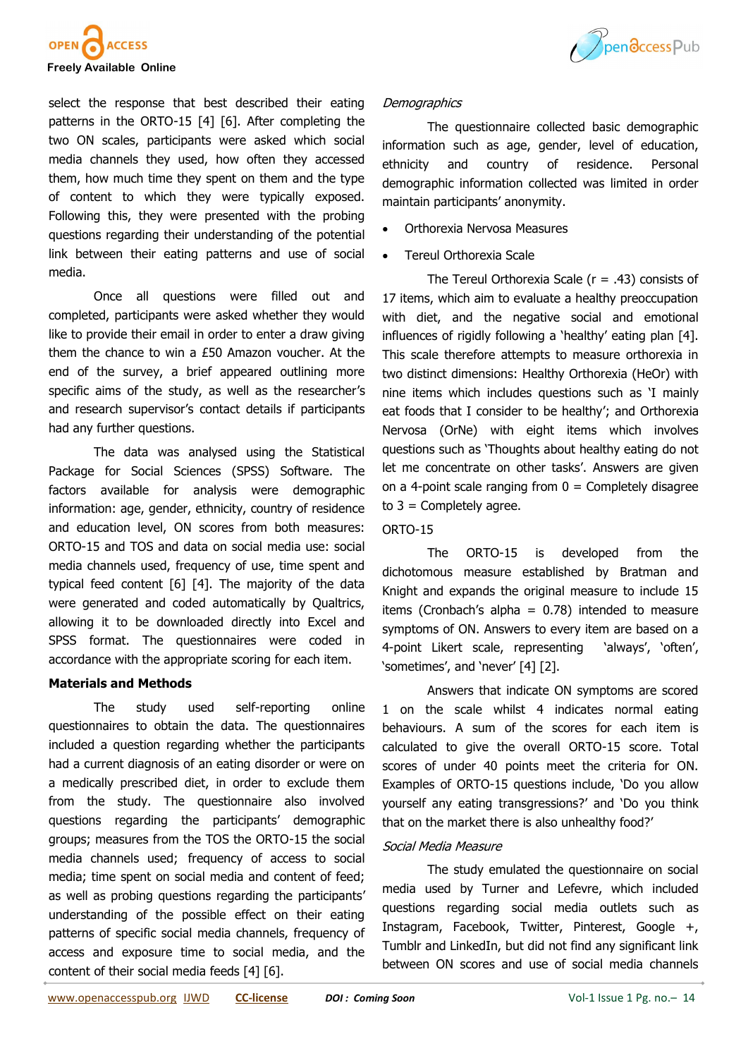select the response that best described their eating patterns in the ORTO-15 [4] [6]. After completing the two ON scales, participants were asked which social media channels they used, how often they accessed them, how much time they spent on them and the type of content to which they were typically exposed. Following this, they were presented with the probing questions regarding their understanding of the potential link between their eating patterns and use of social media.

Once all questions were filled out and completed, participants were asked whether they would like to provide their email in order to enter a draw giving them the chance to win a £50 Amazon voucher. At the end of the survey, a brief appeared outlining more specific aims of the study, as well as the researcher's and research supervisor's contact details if participants had any further questions.

The data was analysed using the Statistical Package for Social Sciences (SPSS) Software. The factors available for analysis were demographic information: age, gender, ethnicity, country of residence and education level, ON scores from both measures: ORTO-15 and TOS and data on social media use: social media channels used, frequency of use, time spent and typical feed content [6] [4]. The majority of the data were generated and coded automatically by Qualtrics, allowing it to be downloaded directly into Excel and SPSS format. The questionnaires were coded in accordance with the appropriate scoring for each item.

## Materials and Methods

The study used self-reporting online questionnaires to obtain the data. The questionnaires included a question regarding whether the participants had a current diagnosis of an eating disorder or were on a medically prescribed diet, in order to exclude them from the study. The questionnaire also involved questions regarding the participants' demographic groups; measures from the TOS the ORTO-15 the social media channels used; frequency of access to social media; time spent on social media and content of feed; as well as probing questions regarding the participants' understanding of the possible effect on their eating patterns of specific social media channels, frequency of access and exposure time to social media, and the content of their social media feeds [4] [6].

### *Demographics*

The questionnaire collected basic demographic information such as age, gender, level of education, ethnicity and country of residence. Personal demographic information collected was limited in order maintain participants' anonymity.

- Orthorexia Nervosa Measures
- Tereul Orthorexia Scale

The Tereul Orthorexia Scale (r = .43) consists of 17 items, which aim to evaluate a healthy preoccupation with diet, and the negative social and emotional influences of rigidly following a 'healthy' eating plan [4]. This scale therefore attempts to measure orthorexia in two distinct dimensions: Healthy Orthorexia (HeOr) with nine items which includes questions such as 'I mainly eat foods that I consider to be healthy'; and Orthorexia Nervosa (OrNe) with eight items which involves questions such as 'Thoughts about healthy eating do not let me concentrate on other tasks'. Answers are given on a 4-point scale ranging from 0 = Completely disagree to 3 = Completely agree.

ORTO-15

The ORTO-15 is developed from the dichotomous measure established by Bratman and Knight and expands the original measure to include 15 items (Cronbach's alpha = 0.78) intended to measure symptoms of ON. Answers to every item are based on a 4-point Likert scale, representing 'always', 'often', 'sometimes', and 'never' [4] [2].

Answers that indicate ON symptoms are scored 1 on the scale whilst 4 indicates normal eating behaviours. A sum of the scores for each item is calculated to give the overall ORTO-15 score. Total scores of under 40 points meet the criteria for ON. Examples of ORTO-15 questions include, 'Do you allow yourself any eating transgressions?' and 'Do you think that on the market there is also unhealthy food?'

### *Social Media Measure*

The study emulated the questionnaire on social media used by Turner and Lefevre, which included questions regarding social media outlets such as Instagram, Facebook, Twitter, Pinterest, Google +, Tumblr and LinkedIn, but did not find any significant link between ON scores and use of social media channels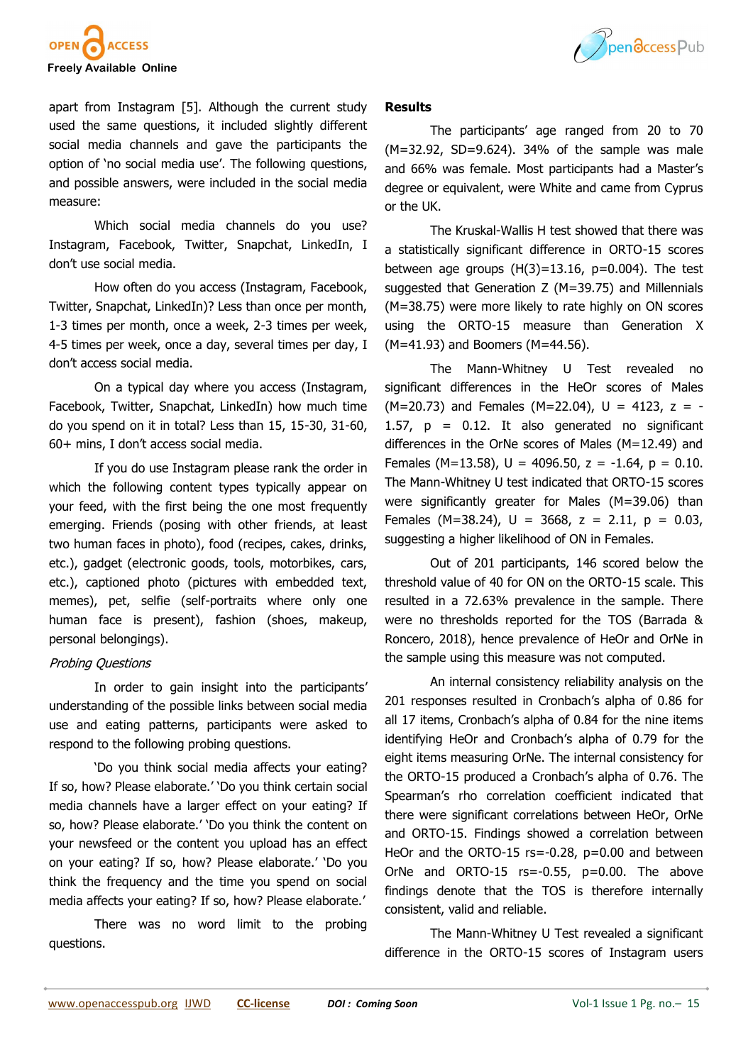apart from Instagram [5]. Although the current study used the same questions, it included slightly different social media channels and gave the participants the option of 'no social media use'. The following questions, and possible answers, were included in the social media measure:

Which social media channels do you use? Instagram, Facebook, Twitter, Snapchat, LinkedIn, I don't use social media.

How often do you access (Instagram, Facebook, Twitter, Snapchat, LinkedIn)? Less than once per month, 1-3 times per month, once a week, 2-3 times per week, 4-5 times per week, once a day, several times per day, I don't access social media.

On a typical day where you access (Instagram, Facebook, Twitter, Snapchat, LinkedIn) how much time do you spend on it in total? Less than 15, 15-30, 31-60, 60+ mins, I don't access social media.

If you do use Instagram please rank the order in which the following content types typically appear on your feed, with the first being the one most frequently emerging. Friends (posing with other friends, at least two human faces in photo), food (recipes, cakes, drinks, etc.), gadget (electronic goods, tools, motorbikes, cars, etc.), captioned photo (pictures with embedded text, memes), pet, selfie (self-portraits where only one human face is present), fashion (shoes, makeup, personal belongings).

*Probing Questions*

In order to gain insight into the participants' understanding of the possible links between social media use and eating patterns, participants were asked to respond to the following probing questions.

'Do you think social media affects your eating? If so, how? Please elaborate.' 'Do you think certain social media channels have a larger effect on your eating? If so, how? Please elaborate.' 'Do you think the content on your newsfeed or the content you upload has an effect on your eating? If so, how? Please elaborate.' 'Do you think the frequency and the time you spend on social media affects your eating? If so, how? Please elaborate.'

There was no word limit to the probing questions.

**Results**

The participants' age ranged from 20 to 70 ($M=32.92$, $SD=9.624$). 34% of the sample was male and 66% was female. Most participants had a Master's degree or equivalent, were White and came from Cyprus or the UK.

The Kruskal-Wallis H test showed that there was a statistically significant difference in ORTO-15 scores between age groups ($H(3)=13.16$, $p=0.004$). The test suggested that Generation Z ($M=39.75$) and Millennials ($M=38.75$) were more likely to rate highly on ON scores using the ORTO-15 measure than Generation X ($M=41.93$) and Boomers ($M=44.56$).

The Mann-Whitney U Test revealed no significant differences in the HeOr scores of Males ($M=20.73$) and Females ($M=22.04$), $U = 4123$, $z = -1.57$, $p = 0.12$. It also generated no significant differences in the OrNe scores of Males ($M=12.49$) and Females ($M=13.58$), $U = 4096.50$, $z = -1.64$, $p = 0.10$. The Mann-Whitney U test indicated that ORTO-15 scores were significantly greater for Males ($M=39.06$) than Females ($M=38.24$), $U = 3668$, $z = 2.11$, $p = 0.03$, suggesting a higher likelihood of ON in Females.

Out of 201 participants, 146 scored below the threshold value of 40 for ON on the ORTO-15 scale. This resulted in a 72.63% prevalence in the sample. There were no thresholds reported for the TOS (Barrada & Roncero, 2018), hence prevalence of HeOr and OrNe in the sample using this measure was not computed.

An internal consistency reliability analysis on the 201 responses resulted in Cronbach's alpha of 0.86 for all 17 items, Cronbach's alpha of 0.84 for the nine items identifying HeOr and Cronbach's alpha of 0.79 for the eight items measuring OrNe. The internal consistency for the ORTO-15 produced a Cronbach's alpha of 0.76. The Spearman's rho correlation coefficient indicated that there were significant correlations between HeOr, OrNe and ORTO-15. Findings showed a correlation between HeOr and the ORTO-15 $r_s=-0.28$, $p=0.00$ and between OrNe and ORTO-15 $r_s=-0.55$, $p=0.00$. The above findings denote that the TOS is therefore internally consistent, valid and reliable.

The Mann-Whitney U Test revealed a significant difference in the ORTO-15 scores of Instagram users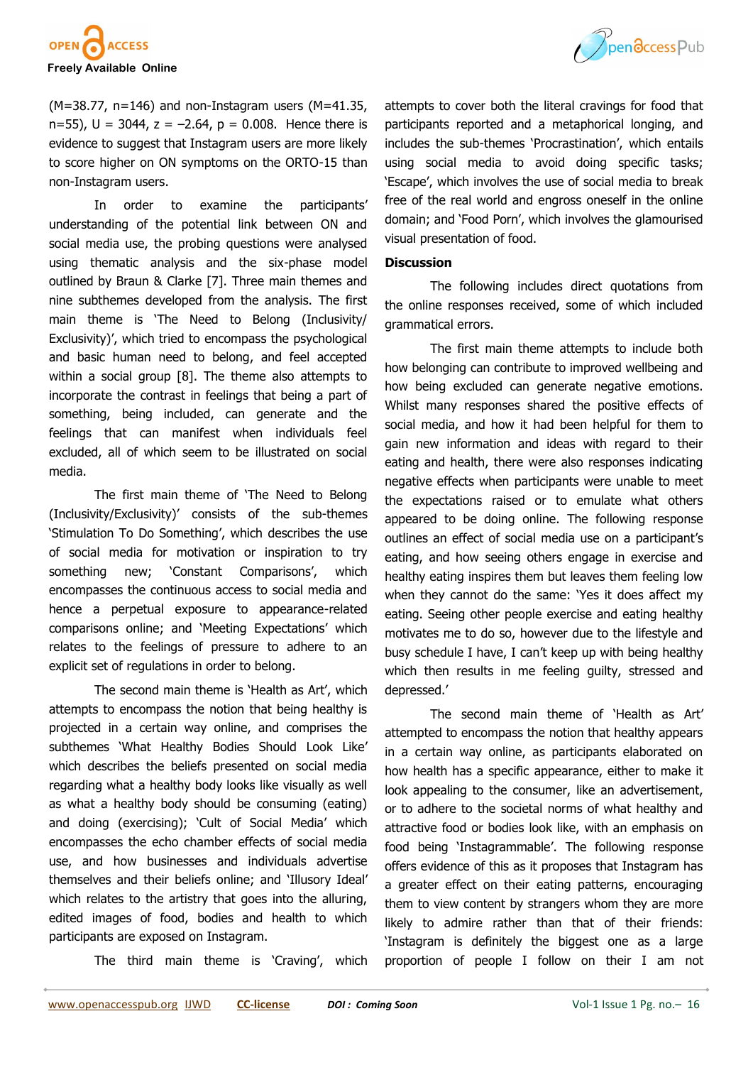(M=38.77, n=146) and non-Instagram users (M=41.35, n=55), U = 3044, z = −2.64, p = 0.008. Hence there is evidence to suggest that Instagram users are more likely to score higher on ON symptoms on the ORTO-15 than non-Instagram users.

In order to examine the participants' understanding of the potential link between ON and social media use, the probing questions were analysed using thematic analysis and the six-phase model outlined by Braun & Clarke [7]. Three main themes and nine subthemes developed from the analysis. The first main theme is 'The Need to Belong (Inclusivity/ Exclusivity)', which tried to encompass the psychological and basic human need to belong, and feel accepted within a social group [8]. The theme also attempts to incorporate the contrast in feelings that being a part of something, being included, can generate and the feelings that can manifest when individuals feel excluded, all of which seem to be illustrated on social media.

The first main theme of 'The Need to Belong (Inclusivity/Exclusivity)' consists of the sub-themes 'Stimulation To Do Something', which describes the use of social media for motivation or inspiration to try something new; 'Constant Comparisons', which encompasses the continuous access to social media and hence a perpetual exposure to appearance-related comparisons online; and 'Meeting Expectations' which relates to the feelings of pressure to adhere to an explicit set of regulations in order to belong.

The second main theme is 'Health as Art', which attempts to encompass the notion that being healthy is projected in a certain way online, and comprises the subthemes 'What Healthy Bodies Should Look Like' which describes the beliefs presented on social media regarding what a healthy body looks like visually as well as what a healthy body should be consuming (eating) and doing (exercising); 'Cult of Social Media' which encompasses the echo chamber effects of social media use, and how businesses and individuals advertise themselves and their beliefs online; and 'Illusory Ideal' which relates to the artistry that goes into the alluring, edited images of food, bodies and health to which participants are exposed on Instagram.

The third main theme is 'Craving', which attempts to cover both the literal cravings for food that participants reported and a metaphorical longing, and includes the sub-themes 'Procrastination', which entails using social media to avoid doing specific tasks; 'Escape', which involves the use of social media to break free of the real world and engross oneself in the online domain; and 'Food Porn', which involves the glamourised visual presentation of food.

## Discussion

The following includes direct quotations from the online responses received, some of which included grammatical errors.

The first main theme attempts to include both how belonging can contribute to improved wellbeing and how being excluded can generate negative emotions. Whilst many responses shared the positive effects of social media, and how it had been helpful for them to gain new information and ideas with regard to their eating and health, there were also responses indicating negative effects when participants were unable to meet the expectations raised or to emulate what others appeared to be doing online. The following response outlines an effect of social media use on a participant's eating, and how seeing others engage in exercise and healthy eating inspires them but leaves them feeling low when they cannot do the same: 'Yes it does affect my eating. Seeing other people exercise and eating healthy motivates me to do so, however due to the lifestyle and busy schedule I have, I can't keep up with being healthy which then results in me feeling guilty, stressed and depressed.'

The second main theme of 'Health as Art' attempted to encompass the notion that healthy appears in a certain way online, as participants elaborated on how health has a specific appearance, either to make it look appealing to the consumer, like an advertisement, or to adhere to the societal norms of what healthy and attractive food or bodies look like, with an emphasis on food being 'Instagrammable'. The following response offers evidence of this as it proposes that Instagram has a greater effect on their eating patterns, encouraging them to view content by strangers whom they are more likely to admire rather than that of their friends: 'Instagram is definitely the biggest one as a large proportion of people I follow on their I am not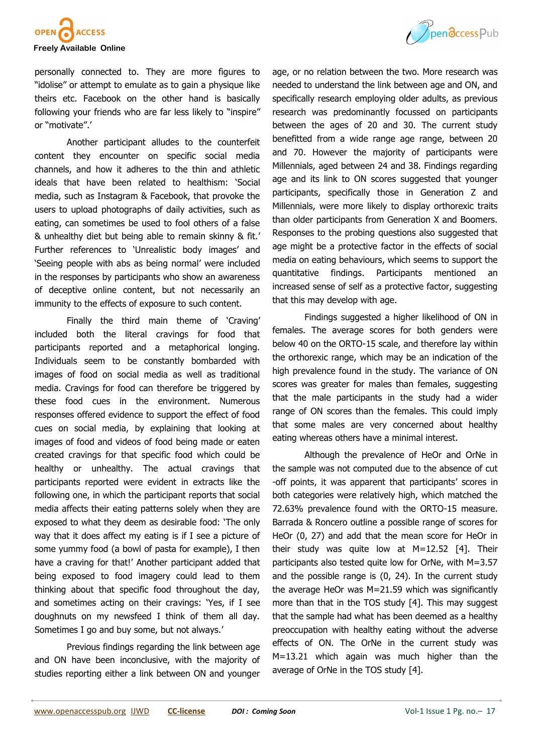personally connected to. They are more figures to "idolise" or attempt to emulate as to gain a physique like theirs etc. Facebook on the other hand is basically following your friends who are far less likely to "inspire" or "motivate".'

Another participant alludes to the counterfeit content they encounter on specific social media channels, and how it adheres to the thin and athletic ideals that have been related to healthism: 'Social media, such as Instagram & Facebook, that provoke the users to upload photographs of daily activities, such as eating, can sometimes be used to fool others of a false & unhealthy diet but being able to remain skinny & fit.' Further references to 'Unrealistic body images' and 'Seeing people with abs as being normal' were included in the responses by participants who show an awareness of deceptive online content, but not necessarily an immunity to the effects of exposure to such content.

Finally the third main theme of 'Craving' included both the literal cravings for food that participants reported and a metaphorical longing. Individuals seem to be constantly bombarded with images of food on social media as well as traditional media. Cravings for food can therefore be triggered by these food cues in the environment. Numerous responses offered evidence to support the effect of food cues on social media, by explaining that looking at images of food and videos of food being made or eaten created cravings for that specific food which could be healthy or unhealthy. The actual cravings that participants reported were evident in extracts like the following one, in which the participant reports that social media affects their eating patterns solely when they are exposed to what they deem as desirable food: 'The only way that it does affect my eating is if I see a picture of some yummy food (a bowl of pasta for example), I then have a craving for that!' Another participant added that being exposed to food imagery could lead to them thinking about that specific food throughout the day, and sometimes acting on their cravings: 'Yes, if I see doughnuts on my newsfeed I think of them all day. Sometimes I go and buy some, but not always.'

Previous findings regarding the link between age and ON have been inconclusive, with the majority of studies reporting either a link between ON and younger age, or no relation between the two. More research was needed to understand the link between age and ON, and specifically research employing older adults, as previous research was predominantly focussed on participants between the ages of 20 and 30. The current study benefitted from a wide range age range, between 20 and 70. However the majority of participants were Millennials, aged between 24 and 38. Findings regarding age and its link to ON scores suggested that younger participants, specifically those in Generation Z and Millennials, were more likely to display orthorexic traits than older participants from Generation X and Boomers. Responses to the probing questions also suggested that age might be a protective factor in the effects of social media on eating behaviours, which seems to support the quantitative findings. Participants mentioned an increased sense of self as a protective factor, suggesting that this may develop with age.

Findings suggested a higher likelihood of ON in females. The average scores for both genders were below 40 on the ORTO-15 scale, and therefore lay within the orthorexic range, which may be an indication of the high prevalence found in the study. The variance of ON scores was greater for males than females, suggesting that the male participants in the study had a wider range of ON scores than the females. This could imply that some males are very concerned about healthy eating whereas others have a minimal interest.

Although the prevalence of HeOr and OrNe in the sample was not computed due to the absence of cut -off points, it was apparent that participants' scores in both categories were relatively high, which matched the 72.63% prevalence found with the ORTO-15 measure. Barrada & Roncero outline a possible range of scores for HeOr (0, 27) and add that the mean score for HeOr in their study was quite low at M=12.52 [4]. Their participants also tested quite low for OrNe, with M=3.57 and the possible range is (0, 24). In the current study the average HeOr was M=21.59 which was significantly more than that in the TOS study [4]. This may suggest that the sample had what has been deemed as a healthy preoccupation with healthy eating without the adverse effects of ON. The OrNe in the current study was M=13.21 which again was much higher than the average of OrNe in the TOS study [4].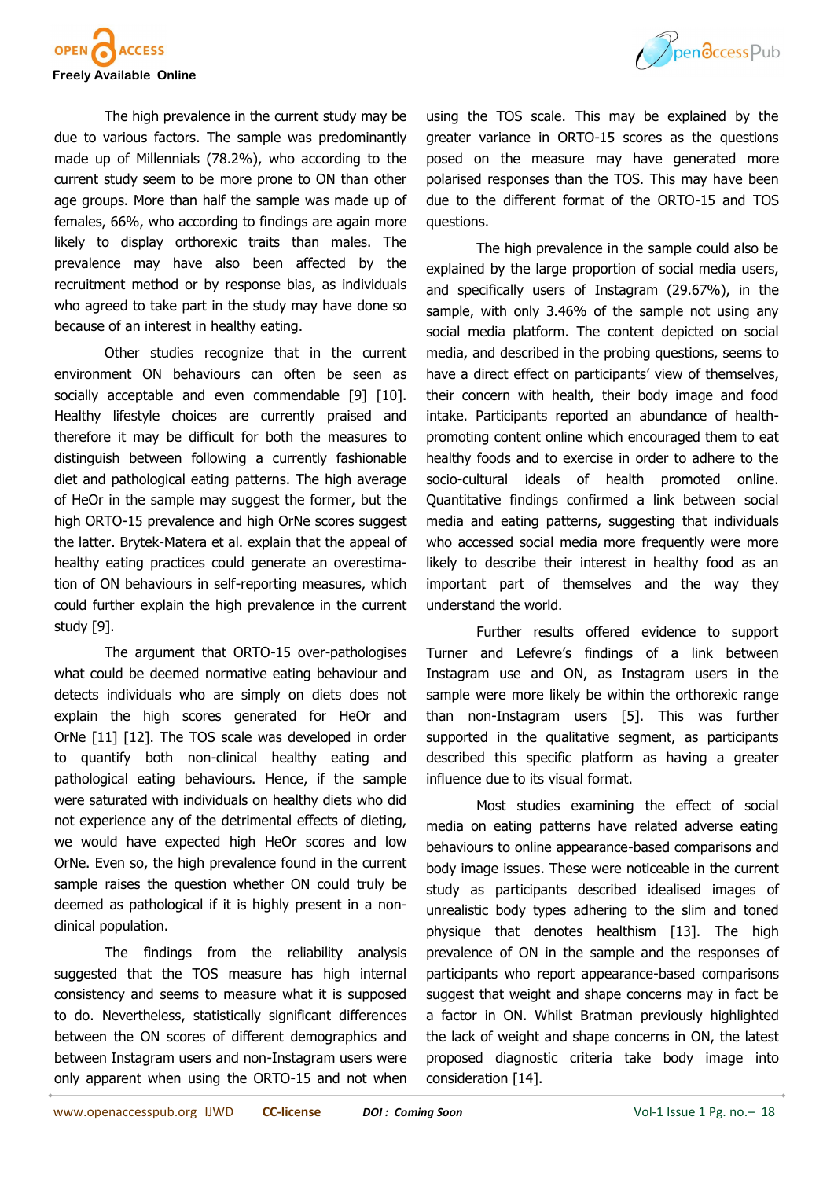The high prevalence in the current study may be due to various factors. The sample was predominantly made up of Millennials (78.2%), who according to the current study seem to be more prone to ON than other age groups. More than half the sample was made up of females, 66%, who according to findings are again more likely to display orthorexic traits than males. The prevalence may have also been affected by the recruitment method or by response bias, as individuals who agreed to take part in the study may have done so because of an interest in healthy eating.

Other studies recognize that in the current environment ON behaviours can often be seen as socially acceptable and even commendable [9] [10]. Healthy lifestyle choices are currently praised and therefore it may be difficult for both the measures to distinguish between following a currently fashionable diet and pathological eating patterns. The high average of HeOr in the sample may suggest the former, but the high ORTO-15 prevalence and high OrNe scores suggest the latter. Brytek-Matera et al. explain that the appeal of healthy eating practices could generate an overestimation of ON behaviours in self-reporting measures, which could further explain the high prevalence in the current study [9].

The argument that ORTO-15 over-pathologises what could be deemed normative eating behaviour and detects individuals who are simply on diets does not explain the high scores generated for HeOr and OrNe [11] [12]. The TOS scale was developed in order to quantify both non-clinical healthy eating and pathological eating behaviours. Hence, if the sample were saturated with individuals on healthy diets who did not experience any of the detrimental effects of dieting, we would have expected high HeOr scores and low OrNe. Even so, the high prevalence found in the current sample raises the question whether ON could truly be deemed as pathological if it is highly present in a non-clinical population.

The findings from the reliability analysis suggested that the TOS measure has high internal consistency and seems to measure what it is supposed to do. Nevertheless, statistically significant differences between the ON scores of different demographics and between Instagram users and non-Instagram users were only apparent when using the ORTO-15 and not when using the TOS scale. This may be explained by the greater variance in ORTO-15 scores as the questions posed on the measure may have generated more polarised responses than the TOS. This may have been due to the different format of the ORTO-15 and TOS questions.

The high prevalence in the sample could also be explained by the large proportion of social media users, and specifically users of Instagram (29.67%), in the sample, with only 3.46% of the sample not using any social media platform. The content depicted on social media, and described in the probing questions, seems to have a direct effect on participants' view of themselves, their concern with health, their body image and food intake. Participants reported an abundance of health-promoting content online which encouraged them to eat healthy foods and to exercise in order to adhere to the socio-cultural ideals of health promoted online. Quantitative findings confirmed a link between social media and eating patterns, suggesting that individuals who accessed social media more frequently were more likely to describe their interest in healthy food as an important part of themselves and the way they understand the world.

Further results offered evidence to support Turner and Lefevre's findings of a link between Instagram use and ON, as Instagram users in the sample were more likely be within the orthorexic range than non-Instagram users [5]. This was further supported in the qualitative segment, as participants described this specific platform as having a greater influence due to its visual format.

Most studies examining the effect of social media on eating patterns have related adverse eating behaviours to online appearance-based comparisons and body image issues. These were noticeable in the current study as participants described idealised images of unrealistic body types adhering to the slim and toned physique that denotes healthism [13]. The high prevalence of ON in the sample and the responses of participants who report appearance-based comparisons suggest that weight and shape concerns may in fact be a factor in ON. Whilst Bratman previously highlighted the lack of weight and shape concerns in ON, the latest proposed diagnostic criteria take body image into consideration [14].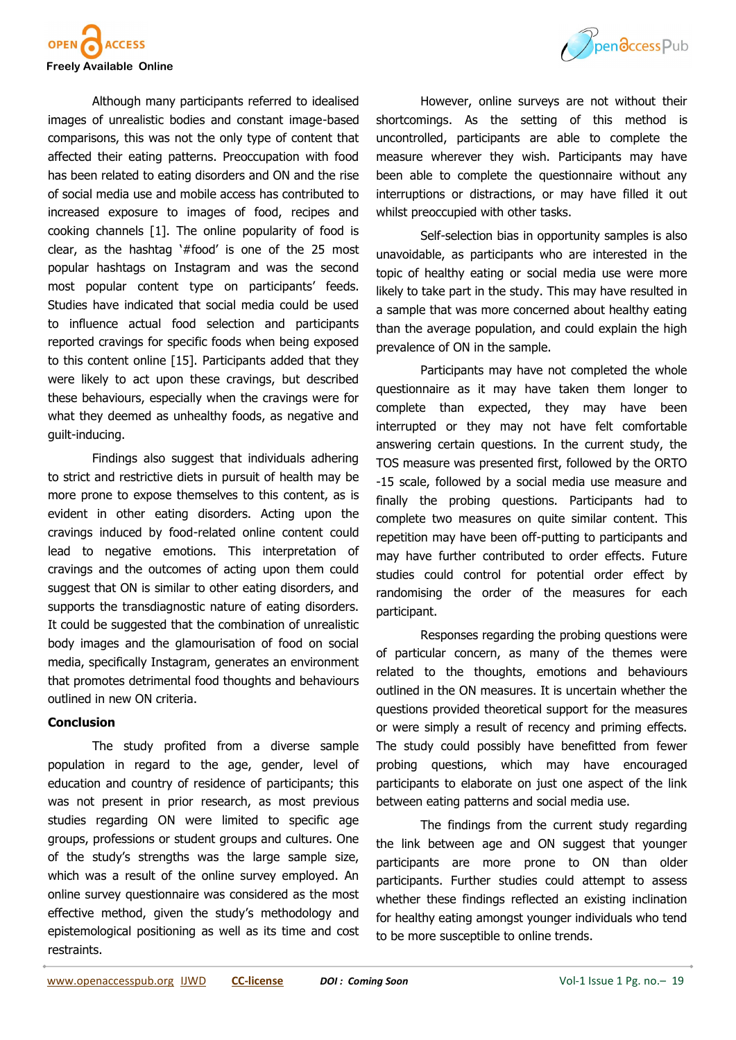Although many participants referred to idealised images of unrealistic bodies and constant image-based comparisons, this was not the only type of content that affected their eating patterns. Preoccupation with food has been related to eating disorders and ON and the rise of social media use and mobile access has contributed to increased exposure to images of food, recipes and cooking channels [1]. The online popularity of food is clear, as the hashtag '#food' is one of the 25 most popular hashtags on Instagram and was the second most popular content type on participants' feeds. Studies have indicated that social media could be used to influence actual food selection and participants reported cravings for specific foods when being exposed to this content online [15]. Participants added that they were likely to act upon these cravings, but described these behaviours, especially when the cravings were for what they deemed as unhealthy foods, as negative and guilt-inducing.

Findings also suggest that individuals adhering to strict and restrictive diets in pursuit of health may be more prone to expose themselves to this content, as is evident in other eating disorders. Acting upon the cravings induced by food-related online content could lead to negative emotions. This interpretation of cravings and the outcomes of acting upon them could suggest that ON is similar to other eating disorders, and supports the transdiagnostic nature of eating disorders. It could be suggested that the combination of unrealistic body images and the glamourisation of food on social media, specifically Instagram, generates an environment that promotes detrimental food thoughts and behaviours outlined in new ON criteria.

## Conclusion

The study profited from a diverse sample population in regard to the age, gender, level of education and country of residence of participants; this was not present in prior research, as most previous studies regarding ON were limited to specific age groups, professions or student groups and cultures. One of the study's strengths was the large sample size, which was a result of the online survey employed. An online survey questionnaire was considered as the most effective method, given the study's methodology and epistemological positioning as well as its time and cost restraints.

However, online surveys are not without their shortcomings. As the setting of this method is uncontrolled, participants are able to complete the measure wherever they wish. Participants may have been able to complete the questionnaire without any interruptions or distractions, or may have filled it out whilst preoccupied with other tasks.

Self-selection bias in opportunity samples is also unavoidable, as participants who are interested in the topic of healthy eating or social media use were more likely to take part in the study. This may have resulted in a sample that was more concerned about healthy eating than the average population, and could explain the high prevalence of ON in the sample.

Participants may have not completed the whole questionnaire as it may have taken them longer to complete than expected, they may have been interrupted or they may not have felt comfortable answering certain questions. In the current study, the TOS measure was presented first, followed by the ORTO-15 scale, followed by a social media use measure and finally the probing questions. Participants had to complete two measures on quite similar content. This repetition may have been off-putting to participants and may have further contributed to order effects. Future studies could control for potential order effect by randomising the order of the measures for each participant.

Responses regarding the probing questions were of particular concern, as many of the themes were related to the thoughts, emotions and behaviours outlined in the ON measures. It is uncertain whether the questions provided theoretical support for the measures or were simply a result of recency and priming effects. The study could possibly have benefitted from fewer probing questions, which may have encouraged participants to elaborate on just one aspect of the link between eating patterns and social media use.

The findings from the current study regarding the link between age and ON suggest that younger participants are more prone to ON than older participants. Further studies could attempt to assess whether these findings reflected an existing inclination for healthy eating amongst younger individuals who tend to be more susceptible to online trends.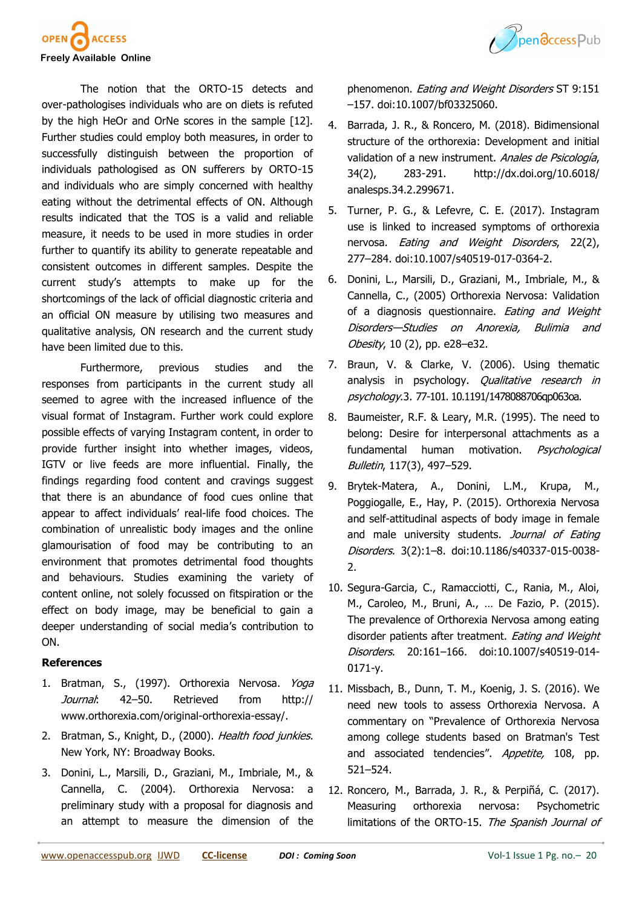The notion that the ORTO-15 detects and over-pathologises individuals who are on diets is refuted by the high HeOr and OrNe scores in the sample [12]. Further studies could employ both measures, in order to successfully distinguish between the proportion of individuals pathologised as ON sufferers by ORTO-15 and individuals who are simply concerned with healthy eating without the detrimental effects of ON. Although results indicated that the TOS is a valid and reliable measure, it needs to be used in more studies in order further to quantify its ability to generate repeatable and consistent outcomes in different samples. Despite the current study's attempts to make up for the shortcomings of the lack of official diagnostic criteria and an official ON measure by utilising two measures and qualitative analysis, ON research and the current study have been limited due to this.

Furthermore, previous studies and the responses from participants in the current study all seemed to agree with the increased influence of the visual format of Instagram. Further work could explore possible effects of varying Instagram content, in order to provide further insight into whether images, videos, IGTV or live feeds are more influential. Finally, the findings regarding food content and cravings suggest that there is an abundance of food cues online that appear to affect individuals' real-life food choices. The combination of unrealistic body images and the online glamourisation of food may be contributing to an environment that promotes detrimental food thoughts and behaviours. Studies examining the variety of content online, not solely focussed on fitspiration or the effect on body image, may be beneficial to gain a deeper understanding of social media's contribution to ON.

## References

1. Bratman, S., (1997). Orthorexia Nervosa. *Yoga Journal*: 42–50. Retrieved from http://www.orthorexia.com/original-orthorexia-essay/.
2. Bratman, S., Knight, D., (2000). *Health food junkies*. New York, NY: Broadway Books.
3. Donini, L., Marsili, D., Graziani, M., Imbriale, M., & Cannella, C. (2004). Orthorexia Nervosa: a preliminary study with a proposal for diagnosis and an attempt to measure the dimension of the phenomenon. *Eating and Weight Disorders* ST 9:151–157. doi:10.1007/bf03325060.
4. Barrada, J. R., & Roncero, M. (2018). Bidimensional structure of the orthorexia: Development and initial validation of a new instrument. *Anales de Psicología*, 34(2), 283-291. http://dx.doi.org/10.6018/analesps.34.2.299671.
5. Turner, P. G., & Lefevre, C. E. (2017). Instagram use is linked to increased symptoms of orthorexia nervosa. *Eating and Weight Disorders*, 22(2), 277–284. doi:10.1007/s40519-017-0364-2.
6. Donini, L., Marsili, D., Graziani, M., Imbriale, M., & Cannella, C., (2005) Orthorexia Nervosa: Validation of a diagnosis questionnaire. *Eating and Weight Disorders—Studies on Anorexia, Bulimia and Obesity*, 10 (2), pp. e28–e32.
7. Braun, V. & Clarke, V. (2006). Using thematic analysis in psychology. *Qualitative research in psychology*.3. 77-101. 10.1191/1478088706qp063oa.
8. Baumeister, R.F. & Leary, M.R. (1995). The need to belong: Desire for interpersonal attachments as a fundamental human motivation. *Psychological Bulletin*, 117(3), 497–529.
9. Brytek-Matera, A., Donini, L.M., Krupa, M., Poggiogalle, E., Hay, P. (2015). Orthorexia Nervosa and self-attitudinal aspects of body image in female and male university students. *Journal of Eating Disorders*. 3(2):1–8. doi:10.1186/s40337-015-0038-2.
10. Segura-Garcia, C., Ramacciotti, C., Rania, M., Aloi, M., Caroleo, M., Bruni, A., … De Fazio, P. (2015). The prevalence of Orthorexia Nervosa among eating disorder patients after treatment. *Eating and Weight Disorders*. 20:161–166. doi:10.1007/s40519-014-0171-y.
11. Missbach, B., Dunn, T. M., Koenig, J. S. (2016). We need new tools to assess Orthorexia Nervosa. A commentary on "Prevalence of Orthorexia Nervosa among college students based on Bratman's Test and associated tendencies". *Appetite,* 108, pp. 521–524.
12. Roncero, M., Barrada, J. R., & Perpiñá, C. (2017). Measuring orthorexia nervosa: Psychometric limitations of the ORTO-15. *The Spanish Journal of*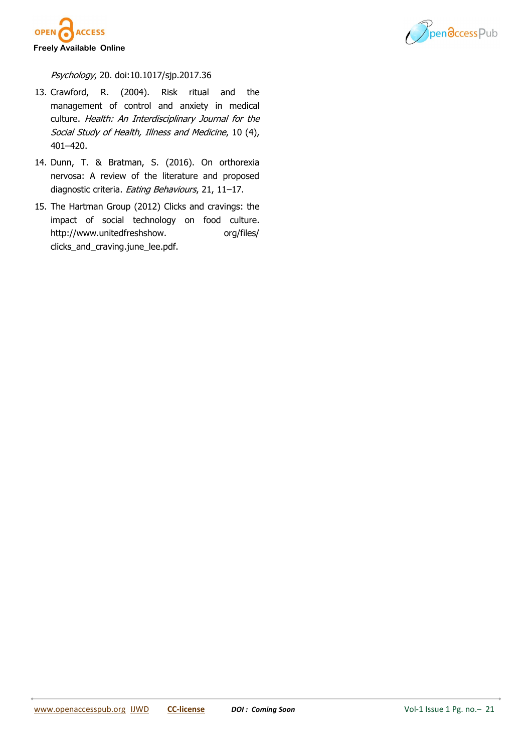*Psychology*, 20. doi:10.1017/sjp.2017.36

13. Crawford, R. (2004). Risk ritual and the management of control and anxiety in medical culture. *Health: An Interdisciplinary Journal for the Social Study of Health, Illness and Medicine*, 10 (4), 401–420.
14. Dunn, T. & Bratman, S. (2016). On orthorexia nervosa: A review of the literature and proposed diagnostic criteria. *Eating Behaviours*, 21, 11–17.
15. The Hartman Group (2012) Clicks and cravings: the impact of social technology on food culture. http://www.unitedfreshshow. org/files/clicks_and_craving.june_lee.pdf.